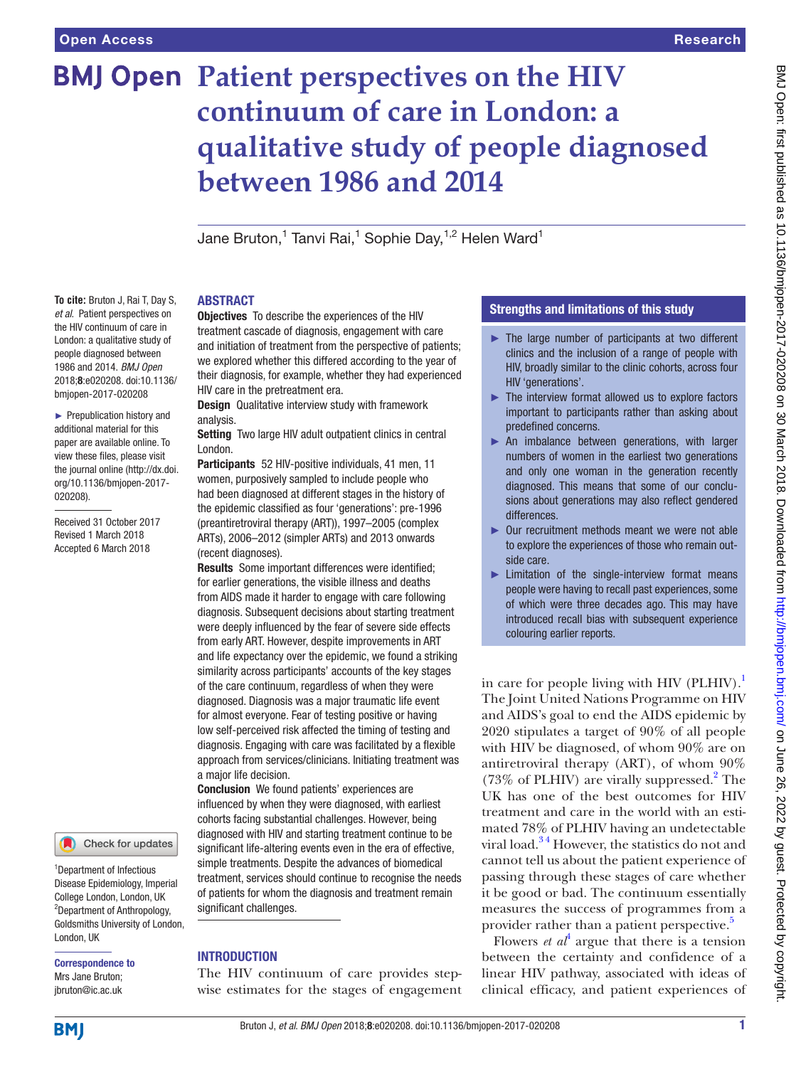# Patient perspectives on the HIV continuum of care in London: a qualitative study of people diagnosed between 1986 and 2014

Jane Bruton,[1] Tanvi Rai,[1] Sophie Day,[1,2] Helen Ward[1]

**To cite:** Bruton J, Rai T, Day S, *et al*. Patient perspectives on the HIV continuum of care in London: a qualitative study of people diagnosed between 1986 and 2014. *BMJ Open* 2018;**8**:e020208. doi:10.1136/bmjopen-2017-020208

► Prepublication history and additional material for this paper are available online. To view these files, please visit the journal online (http://dx.doi.org/10.1136/bmjopen-2017-020208).

Received 31 October 2017
Revised 1 March 2018
Accepted 6 March 2018

[1]Department of Infectious Disease Epidemiology, Imperial College London, London, UK
[2]Department of Anthropology, Goldsmiths University of London, London, UK

**Correspondence to**
Mrs Jane Bruton;
jbruton@ic.ac.uk

## ABSTRACT

**Objectives** To describe the experiences of the HIV treatment cascade of diagnosis, engagement with care and initiation of treatment from the perspective of patients; we explored whether this differed according to the year of their diagnosis, for example, whether they had experienced HIV care in the pretreatment era.

**Design** Qualitative interview study with framework analysis.

**Setting** Two large HIV adult outpatient clinics in central London.

**Participants** 52 HIV-positive individuals, 41 men, 11 women, purposively sampled to include people who had been diagnosed at different stages in the history of the epidemic classified as four 'generations': pre-1996 (preantiretroviral therapy (ART)), 1997–2005 (complex ARTs), 2006–2012 (simpler ARTs) and 2013 onwards (recent diagnoses).

**Results** Some important differences were identified; for earlier generations, the visible illness and deaths from AIDS made it harder to engage with care following diagnosis. Subsequent decisions about starting treatment were deeply influenced by the fear of severe side effects from early ART. However, despite improvements in ART and life expectancy over the epidemic, we found a striking similarity across participants' accounts of the key stages of the care continuum, regardless of when they were diagnosed. Diagnosis was a major traumatic life event for almost everyone. Fear of testing positive or having low self-perceived risk affected the timing of testing and diagnosis. Engaging with care was facilitated by a flexible approach from services/clinicians. Initiating treatment was a major life decision.

**Conclusion** We found patients' experiences are influenced by when they were diagnosed, with earliest cohorts facing substantial challenges. However, being diagnosed with HIV and starting treatment continue to be significant life-altering events even in the era of effective, simple treatments. Despite the advances of biomedical treatment, services should continue to recognise the needs of patients for whom the diagnosis and treatment remain significant challenges.

## Strengths and limitations of this study

- ► The large number of participants at two different clinics and the inclusion of a range of people with HIV, broadly similar to the clinic cohorts, across four HIV 'generations'.
- ► The interview format allowed us to explore factors important to participants rather than asking about predefined concerns.
- ► An imbalance between generations, with larger numbers of women in the earliest two generations and only one woman in the generation recently diagnosed. This means that some of our conclusions about generations may also reflect gendered differences.
- ► Our recruitment methods meant we were not able to explore the experiences of those who remain outside care.
- ► Limitation of the single-interview format means people were having to recall past experiences, some of which were three decades ago. This may have introduced recall bias with subsequent experience colouring earlier reports.

## INTRODUCTION

The HIV continuum of care provides stepwise estimates for the stages of engagement in care for people living with HIV (PLHIV).[1] The Joint United Nations Programme on HIV and AIDS's goal to end the AIDS epidemic by 2020 stipulates a target of 90% of all people with HIV be diagnosed, of whom 90% are on antiretroviral therapy (ART), of whom 90% (73% of PLHIV) are virally suppressed.[2] The UK has one of the best outcomes for HIV treatment and care in the world with an estimated 78% of PLHIV having an undetectable viral load.[3,4] However, the statistics do not and cannot tell us about the patient experience of passing through these stages of care whether it be good or bad. The continuum essentially measures the success of programmes from a provider rather than a patient perspective.[5]

Flowers *et al*[4] argue that there is a tension between the certainty and confidence of a linear HIV pathway, associated with ideas of clinical efficacy, and patient experiences of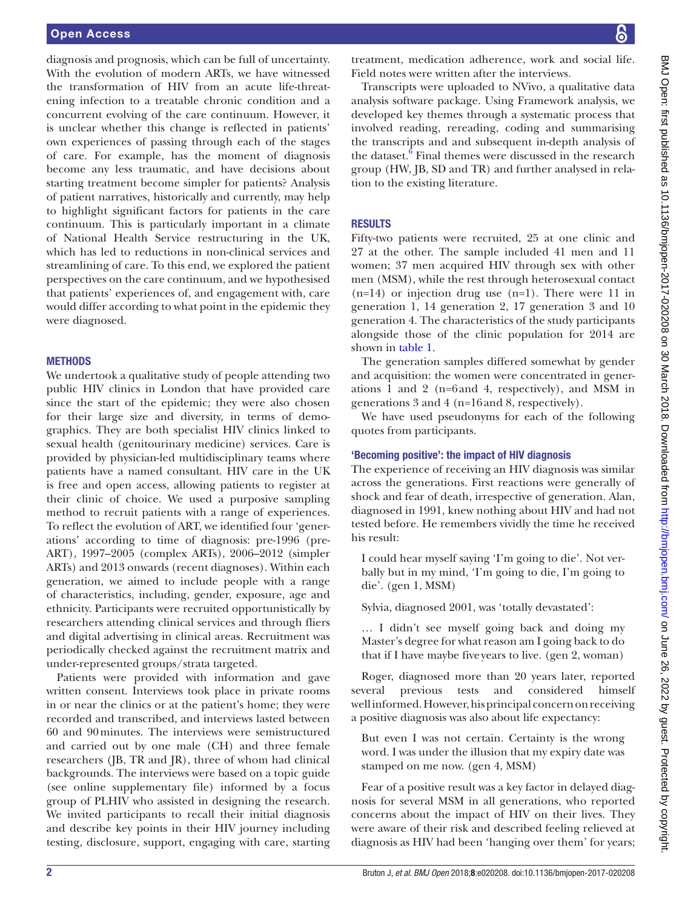diagnosis and prognosis, which can be full of uncertainty. With the evolution of modern ARTs, we have witnessed the transformation of HIV from an acute life-threatening infection to a treatable chronic condition and a concurrent evolving of the care continuum. However, it is unclear whether this change is reflected in patients' own experiences of passing through each of the stages of care. For example, has the moment of diagnosis become any less traumatic, and have decisions about starting treatment become simpler for patients? Analysis of patient narratives, historically and currently, may help to highlight significant factors for patients in the care continuum. This is particularly important in a climate of National Health Service restructuring in the UK, which has led to reductions in non-clinical services and streamlining of care. To this end, we explored the patient perspectives on the care continuum, and we hypothesised that patients' experiences of, and engagement with, care would differ according to what point in the epidemic they were diagnosed.

## METHODS

We undertook a qualitative study of people attending two public HIV clinics in London that have provided care since the start of the epidemic; they were also chosen for their large size and diversity, in terms of demographics. They are both specialist HIV clinics linked to sexual health (genitourinary medicine) services. Care is provided by physician-led multidisciplinary teams where patients have a named consultant. HIV care in the UK is free and open access, allowing patients to register at their clinic of choice. We used a purposive sampling method to recruit patients with a range of experiences. To reflect the evolution of ART, we identified four 'generations' according to time of diagnosis: pre-1996 (pre-ART), 1997–2005 (complex ARTs), 2006–2012 (simpler ARTs) and 2013 onwards (recent diagnoses). Within each generation, we aimed to include people with a range of characteristics, including, gender, exposure, age and ethnicity. Participants were recruited opportunistically by researchers attending clinical services and through fliers and digital advertising in clinical areas. Recruitment was periodically checked against the recruitment matrix and under-represented groups/strata targeted.

Patients were provided with information and gave written consent. Interviews took place in private rooms in or near the clinics or at the patient's home; they were recorded and transcribed, and interviews lasted between 60 and 90 minutes. The interviews were semistructured and carried out by one male (CH) and three female researchers (JB, TR and JR), three of whom had clinical backgrounds. The interviews were based on a topic guide (see online supplementary file) informed by a focus group of PLHIV who assisted in designing the research. We invited participants to recall their initial diagnosis and describe key points in their HIV journey including testing, disclosure, support, engaging with care, starting treatment, medication adherence, work and social life. Field notes were written after the interviews.

Transcripts were uploaded to NVivo, a qualitative data analysis software package. Using Framework analysis, we developed key themes through a systematic process that involved reading, rereading, coding and summarising the transcripts and and subsequent in-depth analysis of the dataset.[6] Final themes were discussed in the research group (HW, JB, SD and TR) and further analysed in relation to the existing literature.

## RESULTS

Fifty-two patients were recruited, 25 at one clinic and 27 at the other. The sample included 41 men and 11 women; 37 men acquired HIV through sex with other men (MSM), while the rest through heterosexual contact (n=14) or injection drug use (n=1). There were 11 in generation 1, 14 generation 2, 17 generation 3 and 10 generation 4. The characteristics of the study participants alongside those of the clinic population for 2014 are shown in table 1.

The generation samples differed somewhat by gender and acquisition: the women were concentrated in generations 1 and 2 (n=6 and 4, respectively), and MSM in generations 3 and 4 (n=16 and 8, respectively).

We have used pseudonyms for each of the following quotes from participants.

### 'Becoming positive': the impact of HIV diagnosis

The experience of receiving an HIV diagnosis was similar across the generations. First reactions were generally of shock and fear of death, irrespective of generation. Alan, diagnosed in 1991, knew nothing about HIV and had not tested before. He remembers vividly the time he received his result:

> I could hear myself saying 'I'm going to die'. Not verbally but in my mind, 'I'm going to die, I'm going to die'. (gen 1, MSM)

Sylvia, diagnosed 2001, was 'totally devastated':

> … I didn't see myself going back and doing my Master's degree for what reason am I going back to do that if I have maybe five years to live. (gen 2, woman)

Roger, diagnosed more than 20 years later, reported several previous tests and considered himself well informed. However, his principal concern on receiving a positive diagnosis was also about life expectancy:

> But even I was not certain. Certainty is the wrong word. I was under the illusion that my expiry date was stamped on me now. (gen 4, MSM)

Fear of a positive result was a key factor in delayed diagnosis for several MSM in all generations, who reported concerns about the impact of HIV on their lives. They were aware of their risk and described feeling relieved at diagnosis as HIV had been 'hanging over them' for years;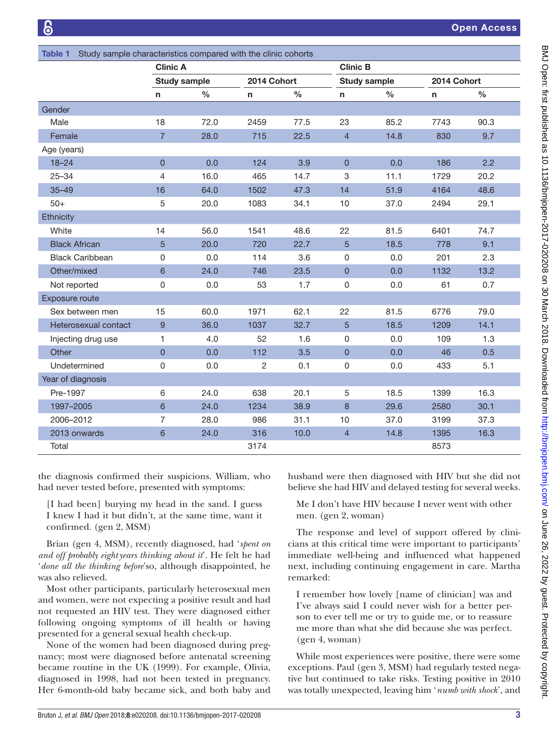**Table 1** Study sample characteristics compared with the clinic cohorts

| | Clinic A | | | | Clinic B | | | |
|---|---|---|---|---|---|---|---|---|
| | Study sample | | 2014 Cohort | | Study sample | | 2014 Cohort | |
| | n | % | n | % | n | % | n | % |
| **Gender** | | | | | | | | |
| Male | 18 | 72.0 | 2459 | 77.5 | 23 | 85.2 | 7743 | 90.3 |
| Female | 7 | 28.0 | 715 | 22.5 | 4 | 14.8 | 830 | 9.7 |
| **Age (years)** | | | | | | | | |
| 18–24 | 0 | 0.0 | 124 | 3.9 | 0 | 0.0 | 186 | 2.2 |
| 25–34 | 4 | 16.0 | 465 | 14.7 | 3 | 11.1 | 1729 | 20.2 |
| 35–49 | 16 | 64.0 | 1502 | 47.3 | 14 | 51.9 | 4164 | 48.6 |
| 50+ | 5 | 20.0 | 1083 | 34.1 | 10 | 37.0 | 2494 | 29.1 |
| **Ethnicity** | | | | | | | | |
| White | 14 | 56.0 | 1541 | 48.6 | 22 | 81.5 | 6401 | 74.7 |
| Black African | 5 | 20.0 | 720 | 22.7 | 5 | 18.5 | 778 | 9.1 |
| Black Caribbean | 0 | 0.0 | 114 | 3.6 | 0 | 0.0 | 201 | 2.3 |
| Other/mixed | 6 | 24.0 | 746 | 23.5 | 0 | 0.0 | 1132 | 13.2 |
| Not reported | 0 | 0.0 | 53 | 1.7 | 0 | 0.0 | 61 | 0.7 |
| **Exposure route** | | | | | | | | |
| Sex between men | 15 | 60.0 | 1971 | 62.1 | 22 | 81.5 | 6776 | 79.0 |
| Heterosexual contact | 9 | 36.0 | 1037 | 32.7 | 5 | 18.5 | 1209 | 14.1 |
| Injecting drug use | 1 | 4.0 | 52 | 1.6 | 0 | 0.0 | 109 | 1.3 |
| Other | 0 | 0.0 | 112 | 3.5 | 0 | 0.0 | 46 | 0.5 |
| Undetermined | 0 | 0.0 | 2 | 0.1 | 0 | 0.0 | 433 | 5.1 |
| **Year of diagnosis** | | | | | | | | |
| Pre-1997 | 6 | 24.0 | 638 | 20.1 | 5 | 18.5 | 1399 | 16.3 |
| 1997–2005 | 6 | 24.0 | 1234 | 38.9 | 8 | 29.6 | 2580 | 30.1 |
| 2006–2012 | 7 | 28.0 | 986 | 31.1 | 10 | 37.0 | 3199 | 37.3 |
| 2013 onwards | 6 | 24.0 | 316 | 10.0 | 4 | 14.8 | 1395 | 16.3 |
| Total | | | 3174 | | | | 8573 | |

the diagnosis confirmed their suspicions. William, who had never tested before, presented with symptoms:

> [I had been] burying my head in the sand. I guess I knew I had it but didn't, at the same time, want it confirmed. (gen 2, MSM)

Brian (gen 4, MSM), recently diagnosed, had '*spent on and off probably eight years thinking about it*'. He felt he had '*done all the thinking before*'so, although disappointed, he was also relieved.

Most other participants, particularly heterosexual men and women, were not expecting a positive result and had not requested an HIV test. They were diagnosed either following ongoing symptoms of ill health or having presented for a general sexual health check-up.

None of the women had been diagnosed during pregnancy; most were diagnosed before antenatal screening became routine in the UK (1999). For example, Olivia, diagnosed in 1998, had not been tested in pregnancy. Her 6-month-old baby became sick, and both baby and husband were then diagnosed with HIV but she did not believe she had HIV and delayed testing for several weeks.

> Me I don't have HIV because I never went with other men. (gen 2, woman)

The response and level of support offered by clinicians at this critical time were important to participants' immediate well-being and influenced what happened next, including continuing engagement in care. Martha remarked:

> I remember how lovely [name of clinician] was and I've always said I could never wish for a better person to ever tell me or try to guide me, or to reassure me more than what she did because she was perfect. (gen 4, woman)

While most experiences were positive, there were some exceptions. Paul (gen 3, MSM) had regularly tested negative but continued to take risks. Testing positive in 2010 was totally unexpected, leaving him '*numb with shock*', and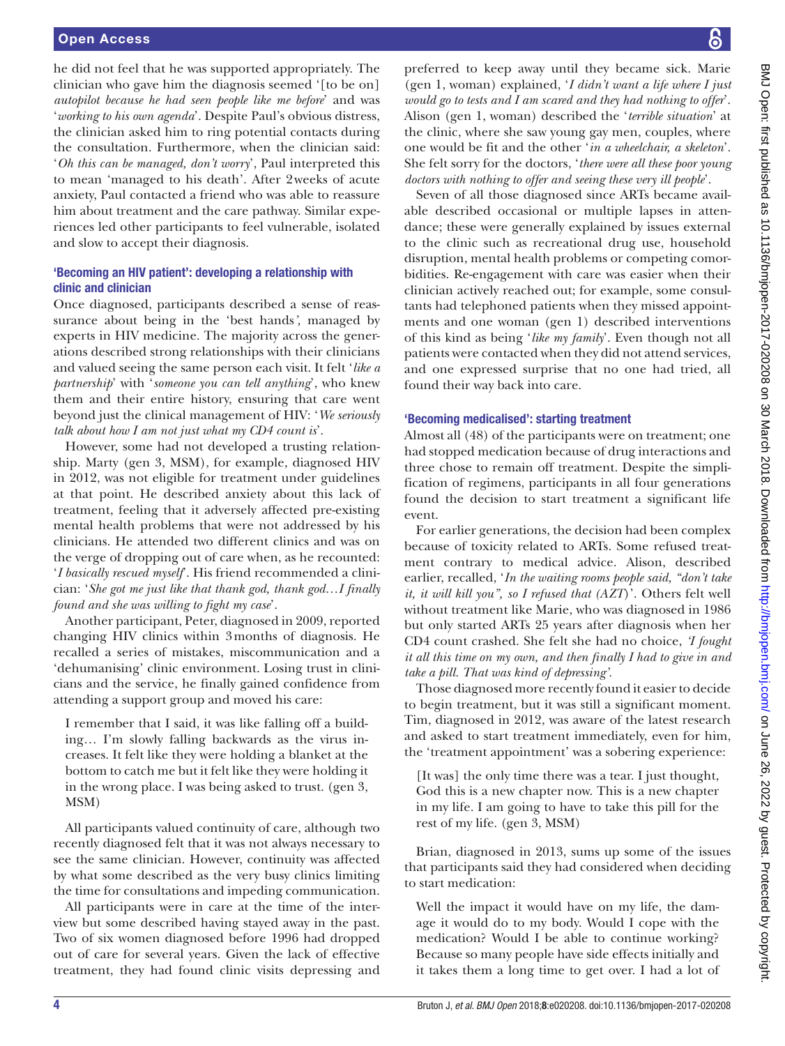he did not feel that he was supported appropriately. The clinician who gave him the diagnosis seemed '[to be on] *autopilot because he had seen people like me before*' and was '*working to his own agenda*'. Despite Paul's obvious distress, the clinician asked him to ring potential contacts during the consultation. Furthermore, when the clinician said: '*Oh this can be managed, don't worry*', Paul interpreted this to mean 'managed to his death'. After 2 weeks of acute anxiety, Paul contacted a friend who was able to reassure him about treatment and the care pathway. Similar experiences led other participants to feel vulnerable, isolated and slow to accept their diagnosis.

### 'Becoming an HIV patient': developing a relationship with clinic and clinician

Once diagnosed, participants described a sense of reassurance about being in the 'best hands*',* managed by experts in HIV medicine. The majority across the generations described strong relationships with their clinicians and valued seeing the same person each visit. It felt '*like a partnership*' with '*someone you can tell anything*', who knew them and their entire history, ensuring that care went beyond just the clinical management of HIV: '*We seriously talk about how I am not just what my CD4 count is*'.

However, some had not developed a trusting relationship. Marty (gen 3, MSM), for example, diagnosed HIV in 2012, was not eligible for treatment under guidelines at that point. He described anxiety about this lack of treatment, feeling that it adversely affected pre-existing mental health problems that were not addressed by his clinicians. He attended two different clinics and was on the verge of dropping out of care when, as he recounted: '*I basically rescued myself*'. His friend recommended a clinician: '*She got me just like that thank god, thank god…I finally found and she was willing to fight my case*'.

Another participant, Peter, diagnosed in 2009, reported changing HIV clinics within 3 months of diagnosis. He recalled a series of mistakes, miscommunication and a 'dehumanising' clinic environment. Losing trust in clinicians and the service, he finally gained confidence from attending a support group and moved his care:

> I remember that I said, it was like falling off a building… I'm slowly falling backwards as the virus increases. It felt like they were holding a blanket at the bottom to catch me but it felt like they were holding it in the wrong place. I was being asked to trust. (gen 3, MSM)

All participants valued continuity of care, although two recently diagnosed felt that it was not always necessary to see the same clinician. However, continuity was affected by what some described as the very busy clinics limiting the time for consultations and impeding communication.

All participants were in care at the time of the interview but some described having stayed away in the past. Two of six women diagnosed before 1996 had dropped out of care for several years. Given the lack of effective treatment, they had found clinic visits depressing and preferred to keep away until they became sick. Marie (gen 1, woman) explained, '*I didn't want a life where I just would go to tests and I am scared and they had nothing to offer*'. Alison (gen 1, woman) described the '*terrible situation*' at the clinic, where she saw young gay men, couples, where one would be fit and the other '*in a wheelchair, a skeleton*'. She felt sorry for the doctors, '*there were all these poor young doctors with nothing to offer and seeing these very ill people*'.

Seven of all those diagnosed since ARTs became available described occasional or multiple lapses in attendance; these were generally explained by issues external to the clinic such as recreational drug use, household disruption, mental health problems or competing comorbidities. Re-engagement with care was easier when their clinician actively reached out; for example, some consultants had telephoned patients when they missed appointments and one woman (gen 1) described interventions of this kind as being '*like my family*'. Even though not all patients were contacted when they did not attend services, and one expressed surprise that no one had tried, all found their way back into care.

### 'Becoming medicalised': starting treatment

Almost all (48) of the participants were on treatment; one had stopped medication because of drug interactions and three chose to remain off treatment. Despite the simplification of regimens, participants in all four generations found the decision to start treatment a significant life event.

For earlier generations, the decision had been complex because of toxicity related to ARTs. Some refused treatment contrary to medical advice. Alison, described earlier, recalled, '*In the waiting rooms people said, "don't take it, it will kill you", so I refused that (AZT)*'. Others felt well without treatment like Marie, who was diagnosed in 1986 but only started ARTs 25 years after diagnosis when her CD4 count crashed. She felt she had no choice, *'I fought it all this time on my own, and then finally I had to give in and take a pill. That was kind of depressing'.*

Those diagnosed more recently found it easier to decide to begin treatment, but it was still a significant moment. Tim, diagnosed in 2012, was aware of the latest research and asked to start treatment immediately, even for him, the 'treatment appointment' was a sobering experience:

> [It was] the only time there was a tear. I just thought, God this is a new chapter now. This is a new chapter in my life. I am going to have to take this pill for the rest of my life. (gen 3, MSM)

Brian, diagnosed in 2013, sums up some of the issues that participants said they had considered when deciding to start medication:

> Well the impact it would have on my life, the damage it would do to my body. Would I cope with the medication? Would I be able to continue working? Because so many people have side effects initially and it takes them a long time to get over. I had a lot of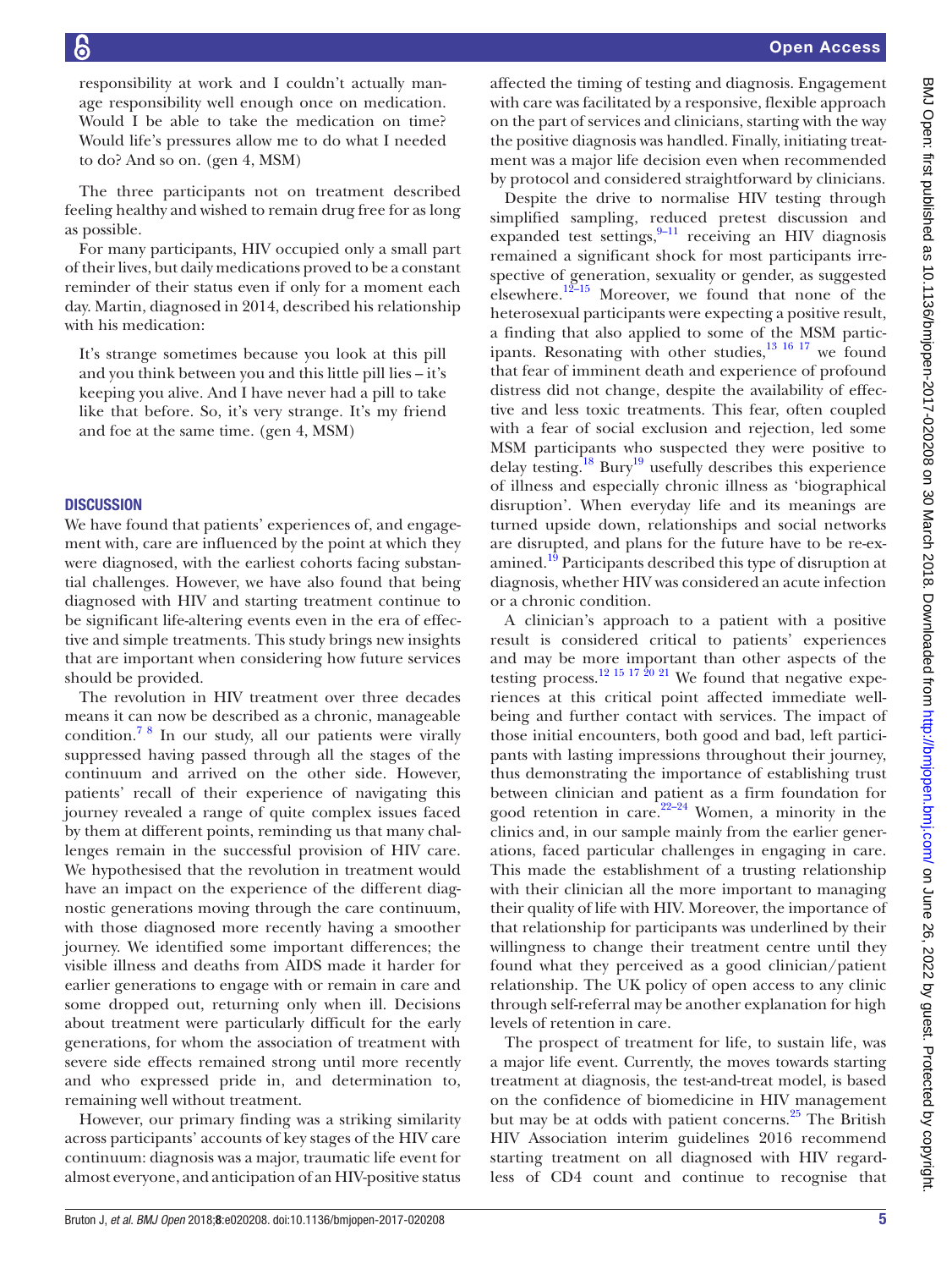responsibility at work and I couldn't actually manage responsibility well enough once on medication. Would I be able to take the medication on time? Would life's pressures allow me to do what I needed to do? And so on. (gen 4, MSM)

The three participants not on treatment described feeling healthy and wished to remain drug free for as long as possible.

For many participants, HIV occupied only a small part of their lives, but daily medications proved to be a constant reminder of their status even if only for a moment each day. Martin, diagnosed in 2014, described his relationship with his medication:

> It's strange sometimes because you look at this pill and you think between you and this little pill lies – it's keeping you alive. And I have never had a pill to take like that before. So, it's very strange. It's my friend and foe at the same time. (gen 4, MSM)

## Discussion

We have found that patients' experiences of, and engagement with, care are influenced by the point at which they were diagnosed, with the earliest cohorts facing substantial challenges. However, we have also found that being diagnosed with HIV and starting treatment continue to be significant life-altering events even in the era of effective and simple treatments. This study brings new insights that are important when considering how future services should be provided.

The revolution in HIV treatment over three decades means it can now be described as a chronic, manageable condition.[7 8] In our study, all our patients were virally suppressed having passed through all the stages of the continuum and arrived on the other side. However, patients' recall of their experience of navigating this journey revealed a range of quite complex issues faced by them at different points, reminding us that many challenges remain in the successful provision of HIV care. We hypothesised that the revolution in treatment would have an impact on the experience of the different diagnostic generations moving through the care continuum, with those diagnosed more recently having a smoother journey. We identified some important differences; the visible illness and deaths from AIDS made it harder for earlier generations to engage with or remain in care and some dropped out, returning only when ill. Decisions about treatment were particularly difficult for the early generations, for whom the association of treatment with severe side effects remained strong until more recently and who expressed pride in, and determination to, remaining well without treatment.

However, our primary finding was a striking similarity across participants' accounts of key stages of the HIV care continuum: diagnosis was a major, traumatic life event for almost everyone, and anticipation of an HIV-positive status affected the timing of testing and diagnosis. Engagement with care was facilitated by a responsive, flexible approach on the part of services and clinicians, starting with the way the positive diagnosis was handled. Finally, initiating treatment was a major life decision even when recommended by protocol and considered straightforward by clinicians.

Despite the drive to normalise HIV testing through simplified sampling, reduced pretest discussion and expanded test settings,[9–11] receiving an HIV diagnosis remained a significant shock for most participants irrespective of generation, sexuality or gender, as suggested elsewhere.[12–15] Moreover, we found that none of the heterosexual participants were expecting a positive result, a finding that also applied to some of the MSM participants. Resonating with other studies,[13 16 17] we found that fear of imminent death and experience of profound distress did not change, despite the availability of effective and less toxic treatments. This fear, often coupled with a fear of social exclusion and rejection, led some MSM participants who suspected they were positive to delay testing.[18] Bury[19] usefully describes this experience of illness and especially chronic illness as 'biographical disruption'. When everyday life and its meanings are turned upside down, relationships and social networks are disrupted, and plans for the future have to be re-examined.[19] Participants described this type of disruption at diagnosis, whether HIV was considered an acute infection or a chronic condition.

A clinician's approach to a patient with a positive result is considered critical to patients' experiences and may be more important than other aspects of the testing process.[12 15 17 20 21] We found that negative experiences at this critical point affected immediate wellbeing and further contact with services. The impact of those initial encounters, both good and bad, left participants with lasting impressions throughout their journey, thus demonstrating the importance of establishing trust between clinician and patient as a firm foundation for good retention in care.[22–24] Women, a minority in the clinics and, in our sample mainly from the earlier generations, faced particular challenges in engaging in care. This made the establishment of a trusting relationship with their clinician all the more important to managing their quality of life with HIV. Moreover, the importance of that relationship for participants was underlined by their willingness to change their treatment centre until they found what they perceived as a good clinician/patient relationship. The UK policy of open access to any clinic through self-referral may be another explanation for high levels of retention in care.

The prospect of treatment for life, to sustain life, was a major life event. Currently, the moves towards starting treatment at diagnosis, the test-and-treat model, is based on the confidence of biomedicine in HIV management but may be at odds with patient concerns.[25] The British HIV Association interim guidelines 2016 recommend starting treatment on all diagnosed with HIV regardless of CD4 count and continue to recognise that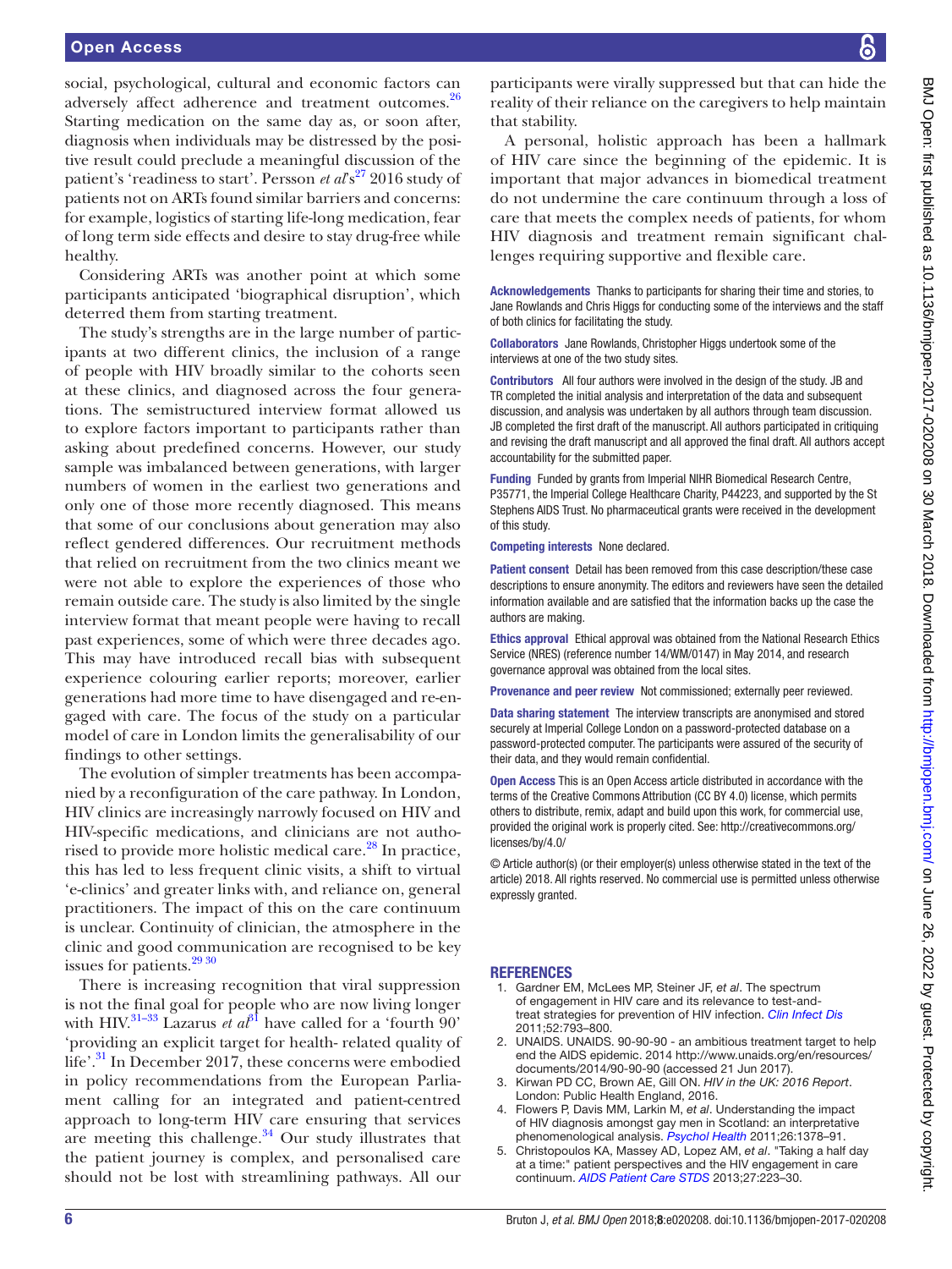social, psychological, cultural and economic factors can adversely affect adherence and treatment outcomes.[26] Starting medication on the same day as, or soon after, diagnosis when individuals may be distressed by the positive result could preclude a meaningful discussion of the patient's 'readiness to start'. Persson *et al*'s[27] 2016 study of patients not on ARTs found similar barriers and concerns: for example, logistics of starting life-long medication, fear of long term side effects and desire to stay drug-free while healthy.

Considering ARTs was another point at which some participants anticipated 'biographical disruption', which deterred them from starting treatment.

The study's strengths are in the large number of participants at two different clinics, the inclusion of a range of people with HIV broadly similar to the cohorts seen at these clinics, and diagnosed across the four generations. The semistructured interview format allowed us to explore factors important to participants rather than asking about predefined concerns. However, our study sample was imbalanced between generations, with larger numbers of women in the earliest two generations and only one of those more recently diagnosed. This means that some of our conclusions about generation may also reflect gendered differences. Our recruitment methods that relied on recruitment from the two clinics meant we were not able to explore the experiences of those who remain outside care. The study is also limited by the single interview format that meant people were having to recall past experiences, some of which were three decades ago. This may have introduced recall bias with subsequent experience colouring earlier reports; moreover, earlier generations had more time to have disengaged and re-engaged with care. The focus of the study on a particular model of care in London limits the generalisability of our findings to other settings.

The evolution of simpler treatments has been accompanied by a reconfiguration of the care pathway. In London, HIV clinics are increasingly narrowly focused on HIV and HIV-specific medications, and clinicians are not authorised to provide more holistic medical care.[28] In practice, this has led to less frequent clinic visits, a shift to virtual 'e-clinics' and greater links with, and reliance on, general practitioners. The impact of this on the care continuum is unclear. Continuity of clinician, the atmosphere in the clinic and good communication are recognised to be key issues for patients.[29 30]

There is increasing recognition that viral suppression is not the final goal for people who are now living longer with HIV.[31–33] Lazarus *et al*[31] have called for a 'fourth 90' 'providing an explicit target for health- related quality of life'.[31] In December 2017, these concerns were embodied in policy recommendations from the European Parliament calling for an integrated and patient-centred approach to long-term HIV care ensuring that services are meeting this challenge.[34] Our study illustrates that the patient journey is complex, and personalised care should not be lost with streamlining pathways. All our participants were virally suppressed but that can hide the reality of their reliance on the caregivers to help maintain that stability.

A personal, holistic approach has been a hallmark of HIV care since the beginning of the epidemic. It is important that major advances in biomedical treatment do not undermine the care continuum through a loss of care that meets the complex needs of patients, for whom HIV diagnosis and treatment remain significant challenges requiring supportive and flexible care.

**Acknowledgements** Thanks to participants for sharing their time and stories, to Jane Rowlands and Chris Higgs for conducting some of the interviews and the staff of both clinics for facilitating the study.

**Collaborators** Jane Rowlands, Christopher Higgs undertook some of the interviews at one of the two study sites.

**Contributors** All four authors were involved in the design of the study. JB and TR completed the initial analysis and interpretation of the data and subsequent discussion, and analysis was undertaken by all authors through team discussion. JB completed the first draft of the manuscript. All authors participated in critiquing and revising the draft manuscript and all approved the final draft. All authors accept accountability for the submitted paper.

**Funding** Funded by grants from Imperial NIHR Biomedical Research Centre, P35771, the Imperial College Healthcare Charity, P44223, and supported by the St Stephens AIDS Trust. No pharmaceutical grants were received in the development of this study.

**Competing interests** None declared.

**Patient consent** Detail has been removed from this case description/these case descriptions to ensure anonymity. The editors and reviewers have seen the detailed information available and are satisfied that the information backs up the case the authors are making.

**Ethics approval** Ethical approval was obtained from the National Research Ethics Service (NRES) (reference number 14/WM/0147) in May 2014, and research governance approval was obtained from the local sites.

**Provenance and peer review** Not commissioned; externally peer reviewed.

**Data sharing statement** The interview transcripts are anonymised and stored securely at Imperial College London on a password-protected database on a password-protected computer. The participants were assured of the security of their data, and they would remain confidential.

**Open Access** This is an Open Access article distributed in accordance with the terms of the Creative Commons Attribution (CC BY 4.0) license, which permits others to distribute, remix, adapt and build upon this work, for commercial use, provided the original work is properly cited. See: http://creativecommons.org/licenses/by/4.0/

© Article author(s) (or their employer(s) unless otherwise stated in the text of the article) 2018. All rights reserved. No commercial use is permitted unless otherwise expressly granted.

## REFERENCES

1. Gardner EM, McLees MP, Steiner JF, *et al*. The spectrum of engagement in HIV care and its relevance to test-and-treat strategies for prevention of HIV infection. *Clin Infect Dis* 2011;52:793–800.
2. UNAIDS. UNAIDS. 90-90-90 - an ambitious treatment target to help end the AIDS epidemic. 2014 http://www.unaids.org/en/resources/documents/2014/90-90-90 (accessed 21 Jun 2017).
3. Kirwan PD CC, Brown AE, Gill ON. *HIV in the UK: 2016 Report*. London: Public Health England, 2016.
4. Flowers P, Davis MM, Larkin M, *et al*. Understanding the impact of HIV diagnosis amongst gay men in Scotland: an interpretative phenomenological analysis. *Psychol Health* 2011;26:1378–91.
5. Christopoulos KA, Massey AD, Lopez AM, *et al*. "Taking a half day at a time:" patient perspectives and the HIV engagement in care continuum. *AIDS Patient Care STDS* 2013;27:223–30.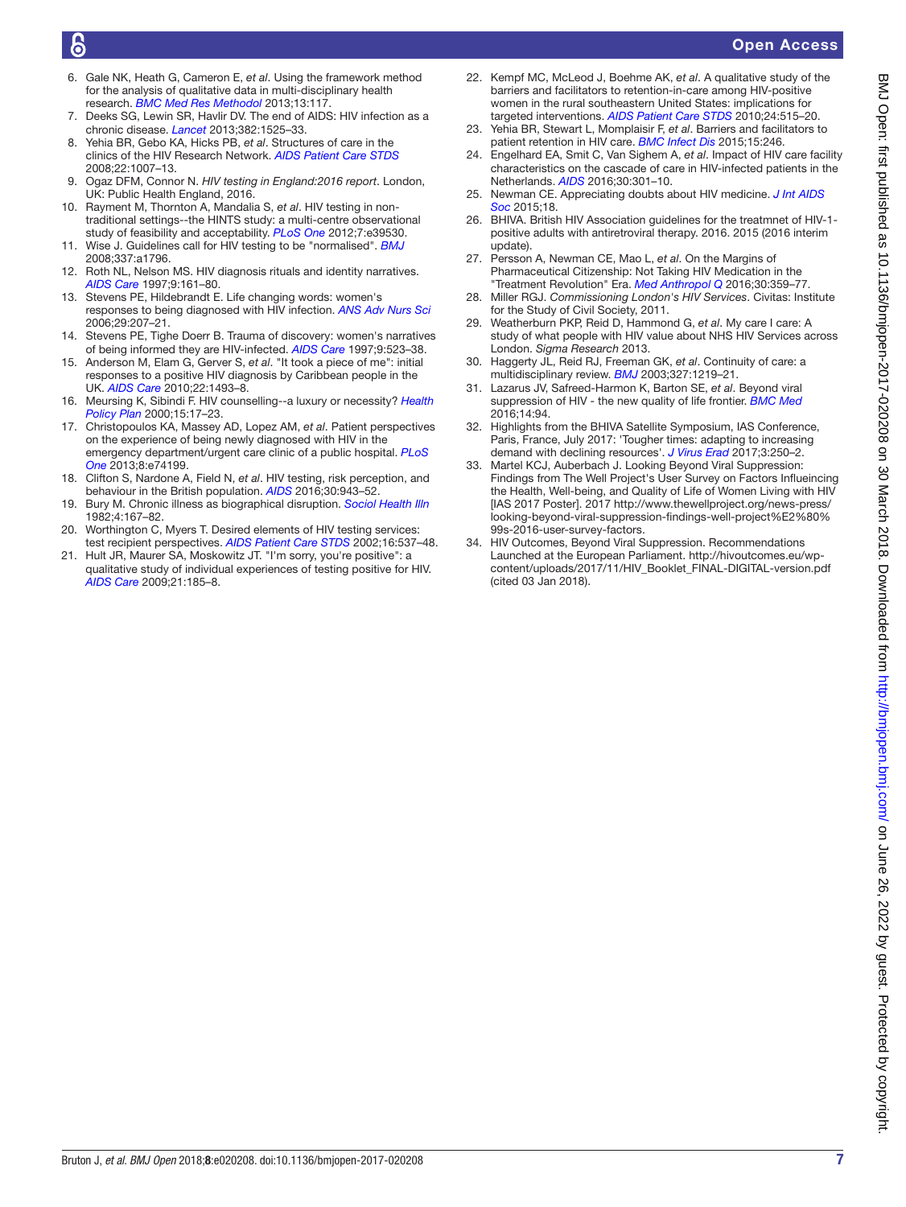6. Gale NK, Heath G, Cameron E, *et al*. Using the framework method for the analysis of qualitative data in multi-disciplinary health research. *BMC Med Res Methodol* 2013;13:117.
7. Deeks SG, Lewin SR, Havlir DV. The end of AIDS: HIV infection as a chronic disease. *Lancet* 2013;382:1525–33.
8. Yehia BR, Gebo KA, Hicks PB, *et al*. Structures of care in the clinics of the HIV Research Network. *AIDS Patient Care STDS* 2008;22:1007–13.
9. Ogaz DFM, Connor N. *HIV testing in England:2016 report*. London, UK: Public Health England, 2016.
10. Rayment M, Thornton A, Mandalia S, *et al*. HIV testing in non-traditional settings--the HINTS study: a multi-centre observational study of feasibility and acceptability. *PLoS One* 2012;7:e39530.
11. Wise J. Guidelines call for HIV testing to be "normalised". *BMJ* 2008;337:a1796.
12. Roth NL, Nelson MS. HIV diagnosis rituals and identity narratives. *AIDS Care* 1997;9:161–80.
13. Stevens PE, Hildebrandt E. Life changing words: women's responses to being diagnosed with HIV infection. *ANS Adv Nurs Sci* 2006;29:207–21.
14. Stevens PE, Tighe Doerr B. Trauma of discovery: women's narratives of being informed they are HIV-infected. *AIDS Care* 1997;9:523–38.
15. Anderson M, Elam G, Gerver S, *et al*. "It took a piece of me": initial responses to a positive HIV diagnosis by Caribbean people in the UK. *AIDS Care* 2010;22:1493–8.
16. Meursing K, Sibindi F. HIV counselling--a luxury or necessity? *Health Policy Plan* 2000;15:17–23.
17. Christopoulos KA, Massey AD, Lopez AM, *et al*. Patient perspectives on the experience of being newly diagnosed with HIV in the emergency department/urgent care clinic of a public hospital. *PLoS One* 2013;8:e74199.
18. Clifton S, Nardone A, Field N, *et al*. HIV testing, risk perception, and behaviour in the British population. *AIDS* 2016;30:943–52.
19. Bury M. Chronic illness as biographical disruption. *Sociol Health Illn* 1982;4:167–82.
20. Worthington C, Myers T. Desired elements of HIV testing services: test recipient perspectives. *AIDS Patient Care STDS* 2002;16:537–48.
21. Hult JR, Maurer SA, Moskowitz JT. "I'm sorry, you're positive": a qualitative study of individual experiences of testing positive for HIV. *AIDS Care* 2009;21:185–8.
22. Kempf MC, McLeod J, Boehme AK, *et al*. A qualitative study of the barriers and facilitators to retention-in-care among HIV-positive women in the rural southeastern United States: implications for targeted interventions. *AIDS Patient Care STDS* 2010;24:515–20.
23. Yehia BR, Stewart L, Momplaisir F, *et al*. Barriers and facilitators to patient retention in HIV care. *BMC Infect Dis* 2015;15:246.
24. Engelhard EA, Smit C, Van Sighem A, *et al*. Impact of HIV care facility characteristics on the cascade of care in HIV-infected patients in the Netherlands. *AIDS* 2016;30:301–10.
25. Newman CE. Appreciating doubts about HIV medicine. *J Int AIDS Soc* 2015;18.
26. BHIVA. British HIV Association guidelines for the treatmnet of HIV-1-positive adults with antiretroviral therapy. 2016. 2015 (2016 interim update).
27. Persson A, Newman CE, Mao L, *et al*. On the Margins of Pharmaceutical Citizenship: Not Taking HIV Medication in the "Treatment Revolution" Era. *Med Anthropol Q* 2016;30:359–77.
28. Miller RGJ. *Commissioning London's HIV Services*. Civitas: Institute for the Study of Civil Society, 2011.
29. Weatherburn PKP, Reid D, Hammond G, *et al*. My care I care: A study of what people with HIV value about NHS HIV Services across London. *Sigma Research* 2013.
30. Haggerty JL, Reid RJ, Freeman GK, *et al*. Continuity of care: a multidisciplinary review. *BMJ* 2003;327:1219–21.
31. Lazarus JV, Safreed-Harmon K, Barton SE, *et al*. Beyond viral suppression of HIV - the new quality of life frontier. *BMC Med* 2016;14:94.
32. Highlights from the BHIVA Satellite Symposium, IAS Conference, Paris, France, July 2017: 'Tougher times: adapting to increasing demand with declining resources'. *J Virus Erad* 2017;3:250–2.
33. Martel KCJ, Auberbach J. Looking Beyond Viral Suppression: Findings from The Well Project's User Survey on Factors Infleuincing the Health, Well-being, and Quality of Life of Women Living with HIV [IAS 2017 Poster]. 2017 http://www.thewellproject.org/news-press/looking-beyond-viral-suppression-findings-well-project%E2%80%99s-2016-user-survey-factors.
34. HIV Outcomes, Beyond Viral Suppression. Recommendations Launched at the European Parliament. http://hivoutcomes.eu/wp-content/uploads/2017/11/HIV_Booklet_FINAL-DIGITAL-version.pdf (cited 03 Jan 2018).